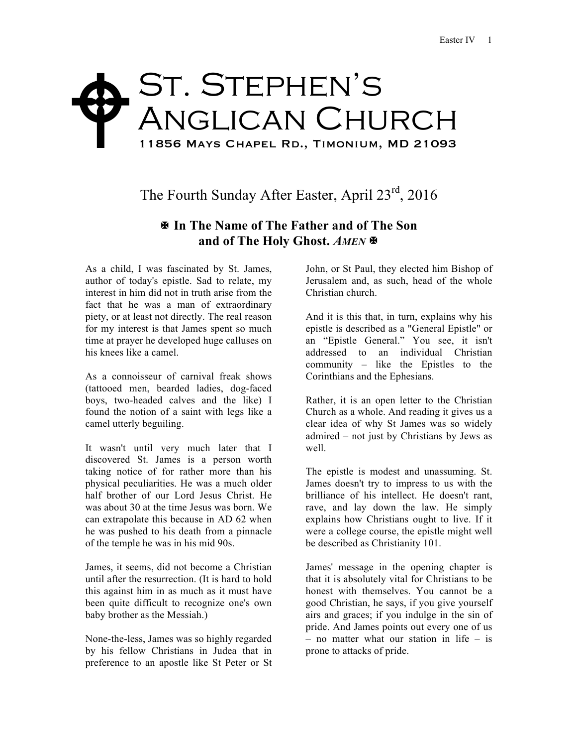# St. Stephen's Anglican Church

11856 Mays Chapel Rd., Timonium, MD 21093

## The Fourth Sunday After Easter, April 23rd, 2016

### ✠ In The Name of The Father and of The Son and of The Holy Ghost. *AMEN* ✠

As a child, I was fascinated by St. James, author of today's epistle. Sad to relate, my interest in him did not in truth arise from the fact that he was a man of extraordinary piety, or at least not directly. The real reason for my interest is that James spent so much time at prayer he developed huge calluses on his knees like a camel.

As a connoisseur of carnival freak shows (tattooed men, bearded ladies, dog-faced boys, two-headed calves and the like) I found the notion of a saint with legs like a camel utterly beguiling.

It wasn't until very much later that I discovered St. James is a person worth taking notice of for rather more than his physical peculiarities. He was a much older half brother of our Lord Jesus Christ. He was about 30 at the time Jesus was born. We can extrapolate this because in AD 62 when he was pushed to his death from a pinnacle of the temple he was in his mid 90s.

James, it seems, did not become a Christian until after the resurrection. (It is hard to hold this against him in as much as it must have been quite difficult to recognize one's own baby brother as the Messiah.)

None-the-less, James was so highly regarded by his fellow Christians in Judea that in preference to an apostle like St Peter or St John, or St Paul, they elected him Bishop of Jerusalem and, as such, head of the whole Christian church.

And it is this that, in turn, explains why his epistle is described as a "General Epistle" or an "Epistle General." You see, it isn't addressed to an individual Christian community – like the Epistles to the Corinthians and the Ephesians.

Rather, it is an open letter to the Christian Church as a whole. And reading it gives us a clear idea of why St James was so widely admired – not just by Christians by Jews as well.

The epistle is modest and unassuming. St. James doesn't try to impress to us with the brilliance of his intellect. He doesn't rant, rave, and lay down the law. He simply explains how Christians ought to live. If it were a college course, the epistle might well be described as Christianity 101.

James' message in the opening chapter is that it is absolutely vital for Christians to be honest with themselves. You cannot be a good Christian, he says, if you give yourself airs and graces; if you indulge in the sin of pride. And James points out every one of us – no matter what our station in life – is prone to attacks of pride.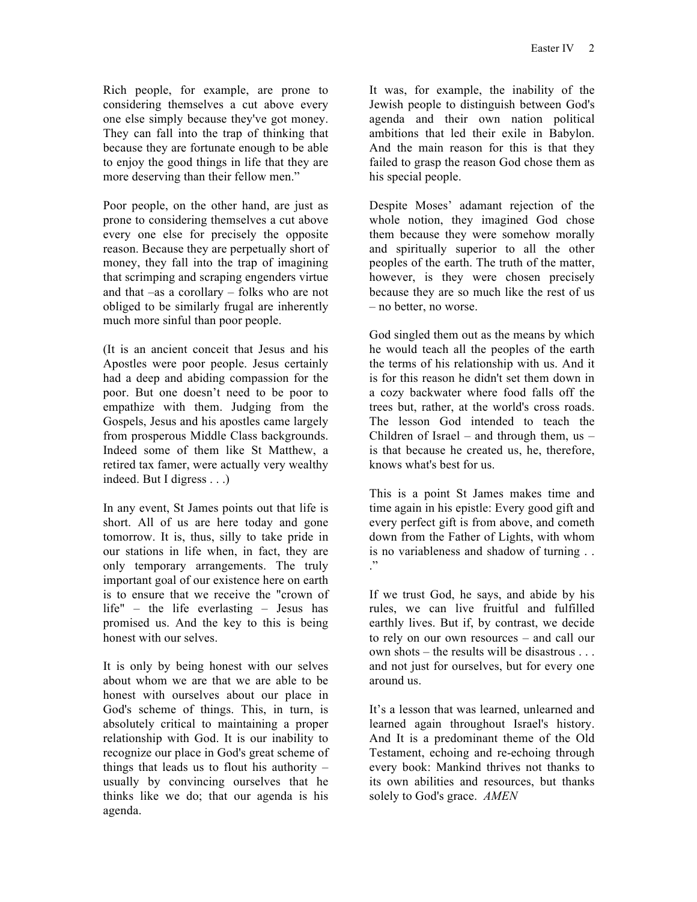Rich people, for example, are prone to considering themselves a cut above every one else simply because they've got money. They can fall into the trap of thinking that because they are fortunate enough to be able to enjoy the good things in life that they are more deserving than their fellow men."

Poor people, on the other hand, are just as prone to considering themselves a cut above every one else for precisely the opposite reason. Because they are perpetually short of money, they fall into the trap of imagining that scrimping and scraping engenders virtue and that –as a corollary – folks who are not obliged to be similarly frugal are inherently much more sinful than poor people.

(It is an ancient conceit that Jesus and his Apostles were poor people. Jesus certainly had a deep and abiding compassion for the poor. But one doesn't need to be poor to empathize with them. Judging from the Gospels, Jesus and his apostles came largely from prosperous Middle Class backgrounds. Indeed some of them like St Matthew, a retired tax famer, were actually very wealthy indeed. But I digress . . .)

In any event, St James points out that life is short. All of us are here today and gone tomorrow. It is, thus, silly to take pride in our stations in life when, in fact, they are only temporary arrangements. The truly important goal of our existence here on earth is to ensure that we receive the "crown of life" – the life everlasting – Jesus has promised us. And the key to this is being honest with our selves.

It is only by being honest with our selves about whom we are that we are able to be honest with ourselves about our place in God's scheme of things. This, in turn, is absolutely critical to maintaining a proper relationship with God. It is our inability to recognize our place in God's great scheme of things that leads us to flout his authority – usually by convincing ourselves that he thinks like we do; that our agenda is his agenda.

It was, for example, the inability of the Jewish people to distinguish between God's agenda and their own nation political ambitions that led their exile in Babylon. And the main reason for this is that they failed to grasp the reason God chose them as his special people.

Despite Moses' adamant rejection of the whole notion, they imagined God chose them because they were somehow morally and spiritually superior to all the other peoples of the earth. The truth of the matter, however, is they were chosen precisely because they are so much like the rest of us – no better, no worse.

God singled them out as the means by which he would teach all the peoples of the earth the terms of his relationship with us. And it is for this reason he didn't set them down in a cozy backwater where food falls off the trees but, rather, at the world's cross roads. The lesson God intended to teach the Children of Israel – and through them, us – is that because he created us, he, therefore, knows what's best for us.

This is a point St James makes time and time again in his epistle: Every good gift and every perfect gift is from above, and cometh down from the Father of Lights, with whom is no variableness and shadow of turning . . ."

If we trust God, he says, and abide by his rules, we can live fruitful and fulfilled earthly lives. But if, by contrast, we decide to rely on our own resources – and call our own shots – the results will be disastrous . . . and not just for ourselves, but for every one around us.

It's a lesson that was learned, unlearned and learned again throughout Israel's history. And It is a predominant theme of the Old Testament, echoing and re-echoing through every book: Mankind thrives not thanks to its own abilities and resources, but thanks solely to God's grace. *AMEN*